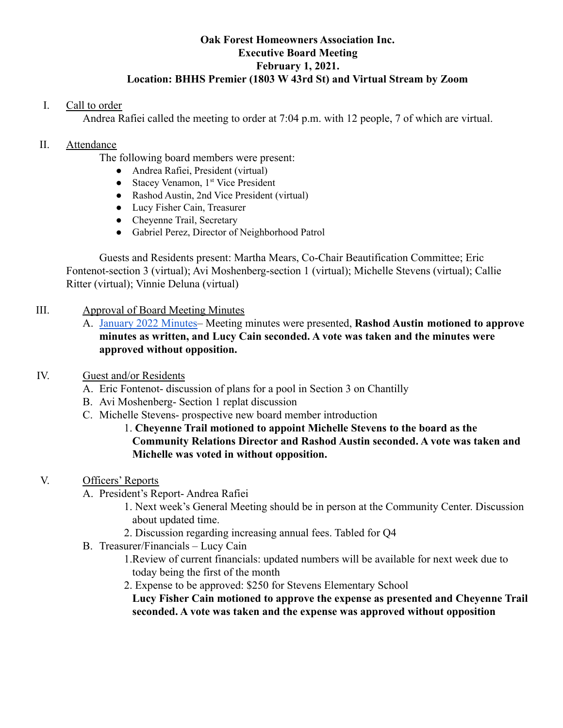**Oak Forest Homeowners Association Inc.**
**Executive Board Meeting**
**February 1, 2021.**
**Location: BHHS Premier (1803 W 43rd St) and Virtual Stream by Zoom**

I. Call to order

Andrea Rafiei called the meeting to order at 7:04 p.m. with 12 people, 7 of which are virtual.

II. Attendance

The following board members were present:

- Andrea Rafiei, President (virtual)
- Stacey Venamon, 1st Vice President
- Rashod Austin, 2nd Vice President (virtual)
- Lucy Fisher Cain, Treasurer
- Cheyenne Trail, Secretary
- Gabriel Perez, Director of Neighborhood Patrol

Guests and Residents present: Martha Mears, Co-Chair Beautification Committee; Eric Fontenot-section 3 (virtual); Avi Moshenberg-section 1 (virtual); Michelle Stevens (virtual); Callie Ritter (virtual); Vinnie Deluna (virtual)

III. Approval of Board Meeting Minutes

A. January 2022 Minutes– Meeting minutes were presented, **Rashod Austin motioned to approve minutes as written, and Lucy Cain seconded. A vote was taken and the minutes were approved without opposition.**

IV. Guest and/or Residents

A. Eric Fontenot- discussion of plans for a pool in Section 3 on Chantilly

B. Avi Moshenberg- Section 1 replat discussion

C. Michelle Stevens- prospective new board member introduction

1. **Cheyenne Trail motioned to appoint Michelle Stevens to the board as the Community Relations Director and Rashod Austin seconded. A vote was taken and Michelle was voted in without opposition.**

V. Officers' Reports

A. President's Report- Andrea Rafiei

1. Next week's General Meeting should be in person at the Community Center. Discussion about updated time.
2. Discussion regarding increasing annual fees. Tabled for Q4

B. Treasurer/Financials – Lucy Cain

1. Review of current financials: updated numbers will be available for next week due to today being the first of the month
2. Expense to be approved: $250 for Stevens Elementary School

**Lucy Fisher Cain motioned to approve the expense as presented and Cheyenne Trail seconded. A vote was taken and the expense was approved without opposition**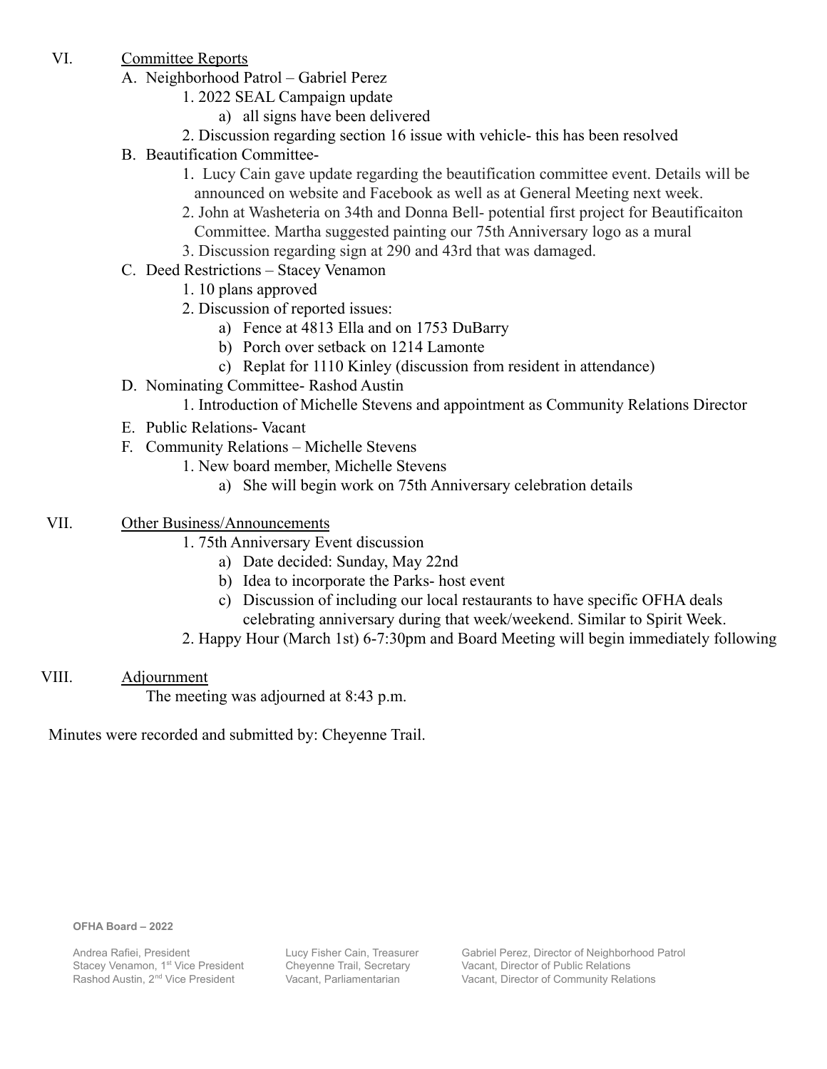VI. Committee Reports

A. Neighborhood Patrol – Gabriel Perez

1. 2022 SEAL Campaign update
    a) all signs have been delivered
2. Discussion regarding section 16 issue with vehicle- this has been resolved

B. Beautification Committee-

1. Lucy Cain gave update regarding the beautification committee event. Details will be announced on website and Facebook as well as at General Meeting next week.
2. John at Washeteria on 34th and Donna Bell- potential first project for Beautificaiton Committee. Martha suggested painting our 75th Anniversary logo as a mural
3. Discussion regarding sign at 290 and 43rd that was damaged.

C. Deed Restrictions – Stacey Venamon

1. 10 plans approved
2. Discussion of reported issues:
    a) Fence at 4813 Ella and on 1753 DuBarry
    b) Porch over setback on 1214 Lamonte
    c) Replat for 1110 Kinley (discussion from resident in attendance)

D. Nominating Committee- Rashod Austin

1. Introduction of Michelle Stevens and appointment as Community Relations Director

E. Public Relations- Vacant

F. Community Relations – Michelle Stevens

1. New board member, Michelle Stevens
    a) She will begin work on 75th Anniversary celebration details

VII. Other Business/Announcements

1. 75th Anniversary Event discussion
    a) Date decided: Sunday, May 22nd
    b) Idea to incorporate the Parks- host event
    c) Discussion of including our local restaurants to have specific OFHA deals celebrating anniversary during that week/weekend. Similar to Spirit Week.
2. Happy Hour (March 1st) 6-7:30pm and Board Meeting will begin immediately following

VIII. Adjournment

The meeting was adjourned at 8:43 p.m.

Minutes were recorded and submitted by: Cheyenne Trail.

**OFHA Board – 2022**

Andrea Rafiei, President
Stacey Venamon, 1st Vice President
Rashod Austin, 2nd Vice President
Lucy Fisher Cain, Treasurer
Cheyenne Trail, Secretary
Vacant, Parliamentarian
Gabriel Perez, Director of Neighborhood Patrol
Vacant, Director of Public Relations
Vacant, Director of Community Relations